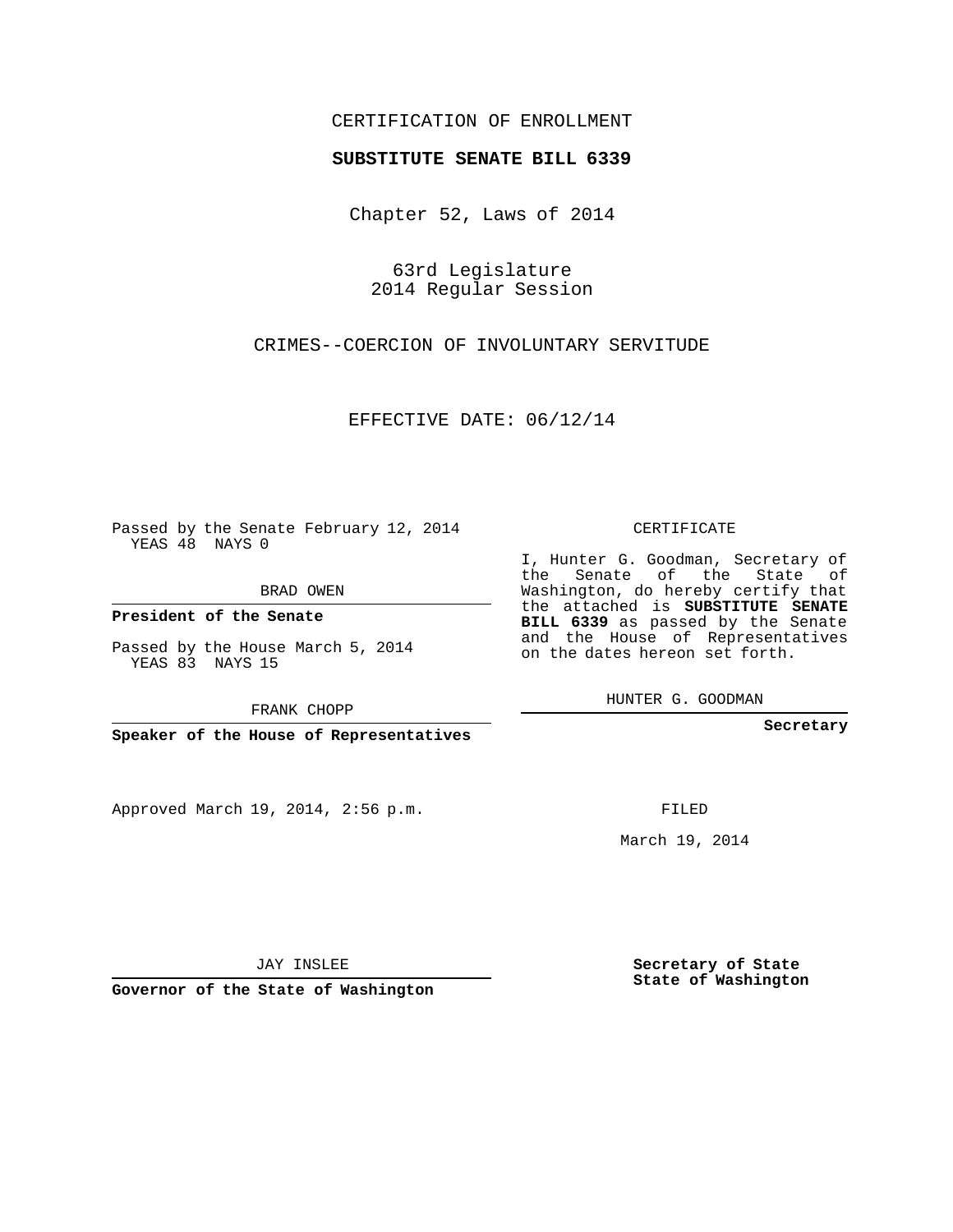CERTIFICATION OF ENROLLMENT

**SUBSTITUTE SENATE BILL 6339**

Chapter 52, Laws of 2014

63rd Legislature
2014 Regular Session

CRIMES--COERCION OF INVOLUNTARY SERVITUDE

EFFECTIVE DATE: 06/12/14

Passed by the Senate February 12, 2014
YEAS 48 NAYS 0

BRAD OWEN

**President of the Senate**

Passed by the House March 5, 2014
YEAS 83 NAYS 15

FRANK CHOPP

**Speaker of the House of Representatives**

Approved March 19, 2014, 2:56 p.m.

JAY INSLEE

**Governor of the State of Washington**

CERTIFICATE

I, Hunter G. Goodman, Secretary of the Senate of the State of Washington, do hereby certify that the attached is **SUBSTITUTE SENATE BILL 6339** as passed by the Senate and the House of Representatives on the dates hereon set forth.

HUNTER G. GOODMAN

**Secretary**

FILED

March 19, 2014

**Secretary of State**
**State of Washington**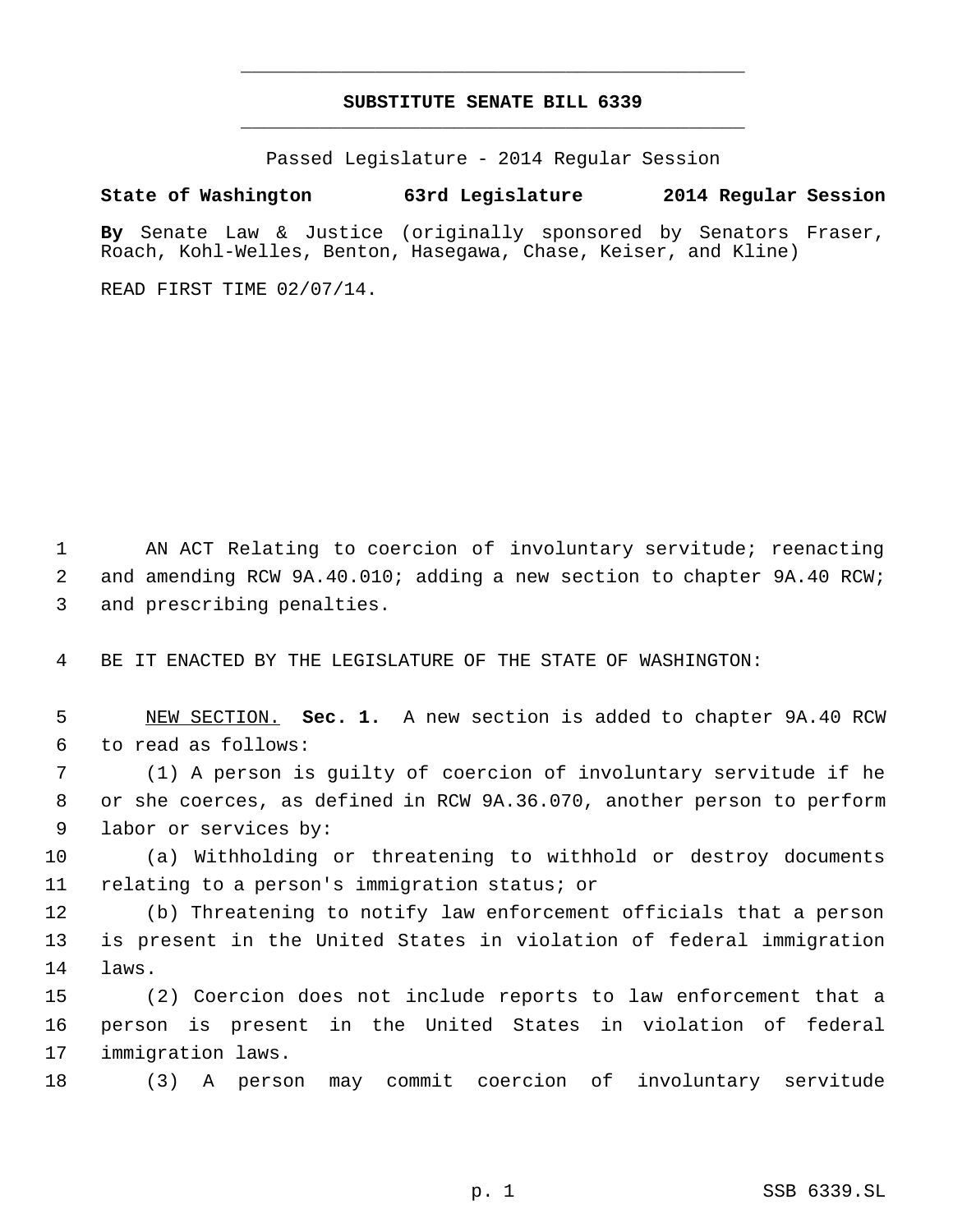**SUBSTITUTE SENATE BILL 6339**

Passed Legislature - 2014 Regular Session

**State of Washington 63rd Legislature 2014 Regular Session**

**By** Senate Law & Justice (originally sponsored by Senators Fraser, Roach, Kohl-Welles, Benton, Hasegawa, Chase, Keiser, and Kline)

READ FIRST TIME 02/07/14.

AN ACT Relating to coercion of involuntary servitude; reenacting and amending RCW 9A.40.010; adding a new section to chapter 9A.40 RCW; and prescribing penalties.

BE IT ENACTED BY THE LEGISLATURE OF THE STATE OF WASHINGTON:

NEW SECTION. **Sec. 1.** A new section is added to chapter 9A.40 RCW to read as follows:

(1) A person is guilty of coercion of involuntary servitude if he or she coerces, as defined in RCW 9A.36.070, another person to perform labor or services by:

(a) Withholding or threatening to withhold or destroy documents relating to a person's immigration status; or

(b) Threatening to notify law enforcement officials that a person is present in the United States in violation of federal immigration laws.

(2) Coercion does not include reports to law enforcement that a person is present in the United States in violation of federal immigration laws.

(3) A person may commit coercion of involuntary servitude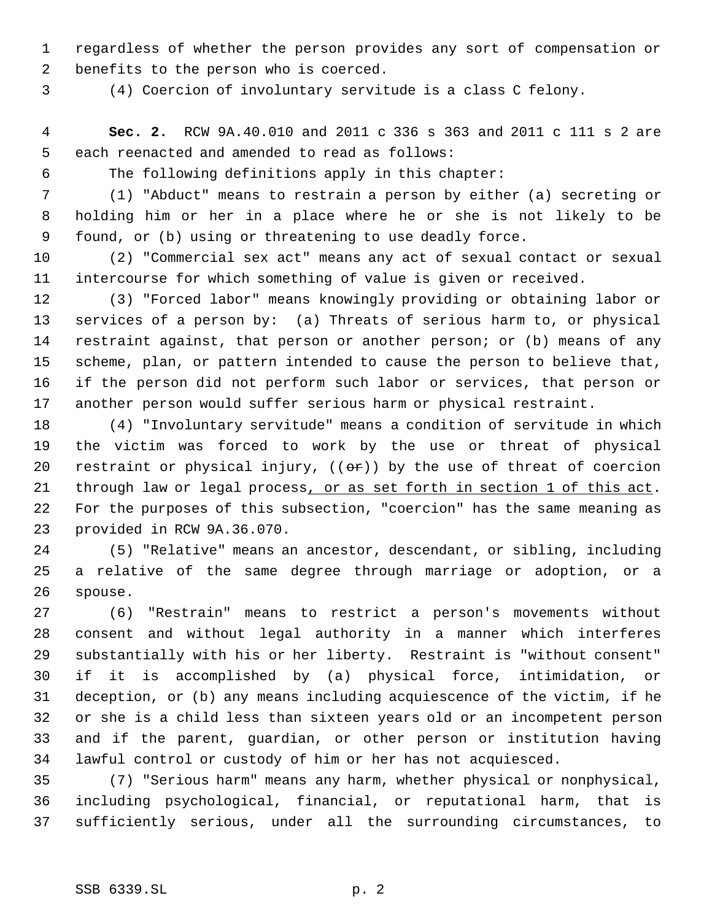regardless of whether the person provides any sort of compensation or benefits to the person who is coerced.

(4) Coercion of involuntary servitude is a class C felony.

**Sec. 2.** RCW 9A.40.010 and 2011 c 336 s 363 and 2011 c 111 s 2 are each reenacted and amended to read as follows:

The following definitions apply in this chapter:

(1) "Abduct" means to restrain a person by either (a) secreting or holding him or her in a place where he or she is not likely to be found, or (b) using or threatening to use deadly force.

(2) "Commercial sex act" means any act of sexual contact or sexual intercourse for which something of value is given or received.

(3) "Forced labor" means knowingly providing or obtaining labor or services of a person by: (a) Threats of serious harm to, or physical restraint against, that person or another person; or (b) means of any scheme, plan, or pattern intended to cause the person to believe that, if the person did not perform such labor or services, that person or another person would suffer serious harm or physical restraint.

(4) "Involuntary servitude" means a condition of servitude in which the victim was forced to work by the use or threat of physical restraint or physical injury, ((~~or~~)) by the use of threat of coercion through law or legal process, or as set forth in section 1 of this act. For the purposes of this subsection, "coercion" has the same meaning as provided in RCW 9A.36.070.

(5) "Relative" means an ancestor, descendant, or sibling, including a relative of the same degree through marriage or adoption, or a spouse.

(6) "Restrain" means to restrict a person's movements without consent and without legal authority in a manner which interferes substantially with his or her liberty. Restraint is "without consent" if it is accomplished by (a) physical force, intimidation, or deception, or (b) any means including acquiescence of the victim, if he or she is a child less than sixteen years old or an incompetent person and if the parent, guardian, or other person or institution having lawful control or custody of him or her has not acquiesced.

(7) "Serious harm" means any harm, whether physical or nonphysical, including psychological, financial, or reputational harm, that is sufficiently serious, under all the surrounding circumstances, to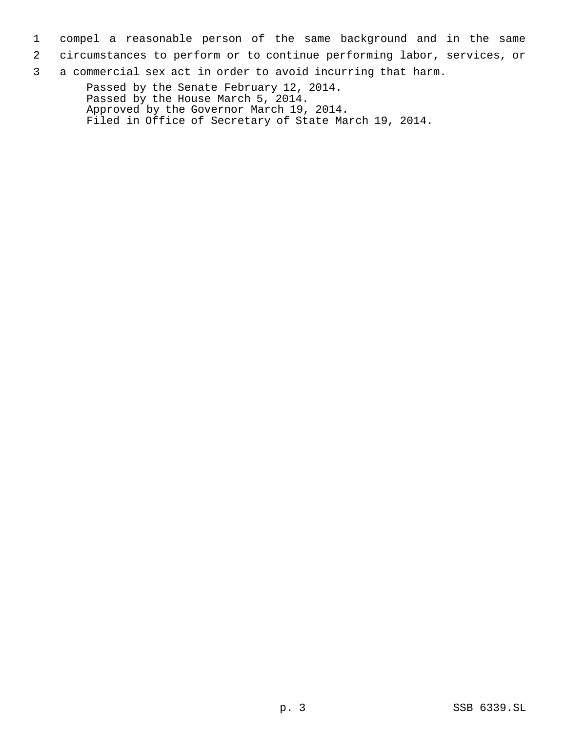compel a reasonable person of the same background and in the same circumstances to perform or to continue performing labor, services, or a commercial sex act in order to avoid incurring that harm.

Passed by the Senate February 12, 2014.
Passed by the House March 5, 2014.
Approved by the Governor March 19, 2014.
Filed in Office of Secretary of State March 19, 2014.